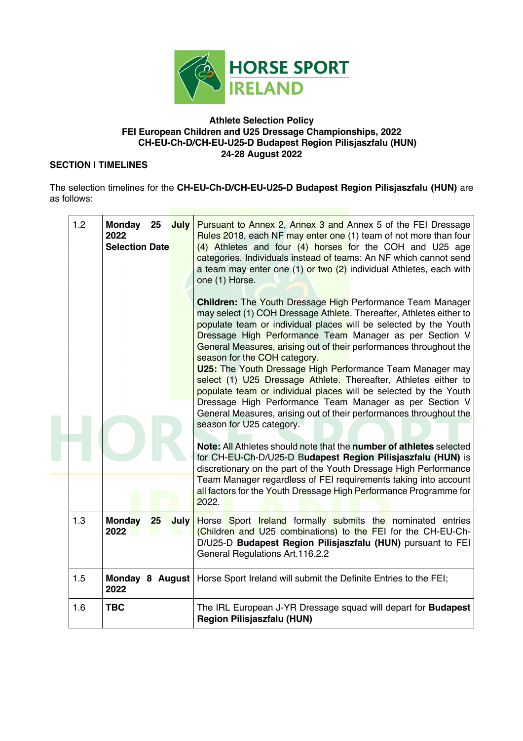**Athlete Selection Policy**
**FEI European Children and U25 Dressage Championships, 2022**
**CH-EU-Ch-D/CH-EU-U25-D Budapest Region Pilisjaszfalu (HUN)**
**24-28 August 2022**

## SECTION I TIMELINES

The selection timelines for the **CH-EU-Ch-D/CH-EU-U25-D Budapest Region Pilisjaszfalu (HUN)** are as follows:

| | | |
|---|---|---|
| 1.2 | **Monday 25 July 2022 Selection Date** | Pursuant to Annex 2, Annex 3 and Annex 5 of the FEI Dressage Rules 2018, each NF may enter one (1) team of not more than four (4) Athletes and four (4) horses for the COH and U25 age categories. Individuals instead of teams: An NF which cannot send a team may enter one (1) or two (2) individual Athletes, each with one (1) Horse.<br><br>**Children:** The Youth Dressage High Performance Team Manager may select (1) COH Dressage Athlete. Thereafter, Athletes either to populate team or individual places will be selected by the Youth Dressage High Performance Team Manager as per Section V General Measures, arising out of their performances throughout the season for the COH category.<br>**U25:** The Youth Dressage High Performance Team Manager may select (1) U25 Dressage Athlete. Thereafter, Athletes either to populate team or individual places will be selected by the Youth Dressage High Performance Team Manager as per Section V General Measures, arising out of their performances throughout the season for U25 category.<br><br>**Note:** All Athletes should note that the **number of athletes** selected for CH-EU-Ch-D/U25-D **Budapest Region Pilisjaszfalu (HUN)** is discretionary on the part of the Youth Dressage High Performance Team Manager regardless of FEI requirements taking into account all factors for the Youth Dressage High Performance Programme for 2022. |
| 1.3 | **Monday 25 July 2022** | Horse Sport Ireland formally submits the nominated entries (Children and U25 combinations) to the FEI for the CH-EU-Ch-D/U25-D **Budapest Region Pilisjaszfalu (HUN)** pursuant to FEI General Regulations Art.116.2.2 |
| 1.5 | **Monday 8 August 2022** | Horse Sport Ireland will submit the Definite Entries to the FEI; |
| 1.6 | **TBC** | The IRL European J-YR Dressage squad will depart for **Budapest Region Pilisjaszfalu (HUN)** |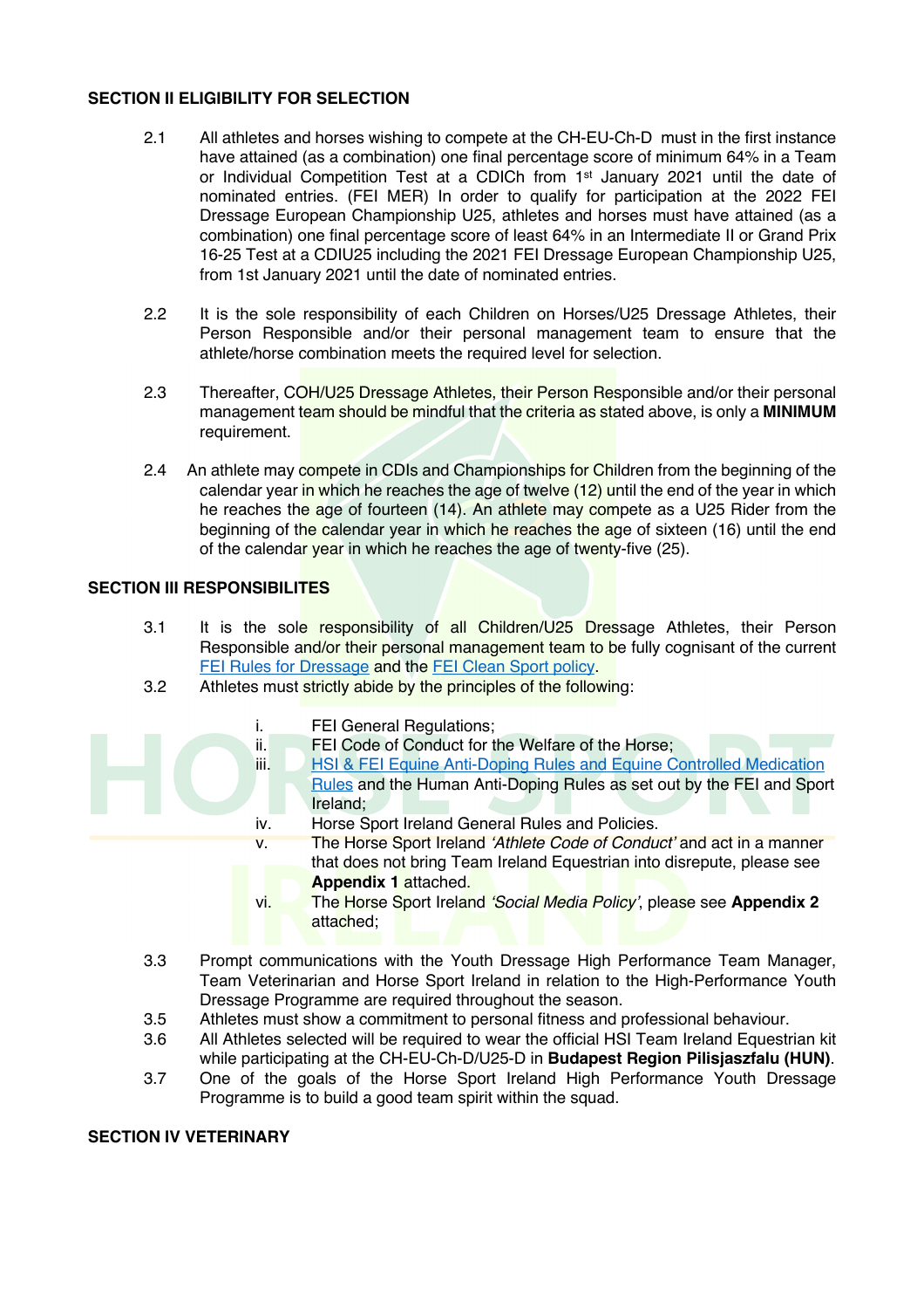## SECTION II ELIGIBILITY FOR SELECTION

2.1 All athletes and horses wishing to compete at the CH-EU-Ch-D must in the first instance have attained (as a combination) one final percentage score of minimum 64% in a Team or Individual Competition Test at a CDICh from 1st January 2021 until the date of nominated entries. (FEI MER) In order to qualify for participation at the 2022 FEI Dressage European Championship U25, athletes and horses must have attained (as a combination) one final percentage score of least 64% in an Intermediate II or Grand Prix 16-25 Test at a CDIU25 including the 2021 FEI Dressage European Championship U25, from 1st January 2021 until the date of nominated entries.

2.2 It is the sole responsibility of each Children on Horses/U25 Dressage Athletes, their Person Responsible and/or their personal management team to ensure that the athlete/horse combination meets the required level for selection.

2.3 Thereafter, COH/U25 Dressage Athletes, their Person Responsible and/or their personal management team should be mindful that the criteria as stated above, is only a **MINIMUM** requirement.

2.4 An athlete may compete in CDIs and Championships for Children from the beginning of the calendar year in which he reaches the age of twelve (12) until the end of the year in which he reaches the age of fourteen (14). An athlete may compete as a U25 Rider from the beginning of the calendar year in which he reaches the age of sixteen (16) until the end of the calendar year in which he reaches the age of twenty-five (25).

## SECTION III RESPONSIBILITES

3.1 It is the sole responsibility of all Children/U25 Dressage Athletes, their Person Responsible and/or their personal management team to be fully cognisant of the current FEI Rules for Dressage and the FEI Clean Sport policy.

3.2 Athletes must strictly abide by the principles of the following:

i. FEI General Regulations;
ii. FEI Code of Conduct for the Welfare of the Horse;
iii. HSI & FEI Equine Anti-Doping Rules and Equine Controlled Medication Rules and the Human Anti-Doping Rules as set out by the FEI and Sport Ireland;
iv. Horse Sport Ireland General Rules and Policies.
v. The Horse Sport Ireland *'Athlete Code of Conduct'* and act in a manner that does not bring Team Ireland Equestrian into disrepute, please see **Appendix 1** attached.
vi. The Horse Sport Ireland *'Social Media Policy'*, please see **Appendix 2** attached;

3.3 Prompt communications with the Youth Dressage High Performance Team Manager, Team Veterinarian and Horse Sport Ireland in relation to the High-Performance Youth Dressage Programme are required throughout the season.

3.5 Athletes must show a commitment to personal fitness and professional behaviour.

3.6 All Athletes selected will be required to wear the official HSI Team Ireland Equestrian kit while participating at the CH-EU-Ch-D/U25-D in **Budapest Region Pilisjaszfalu (HUN)**.

3.7 One of the goals of the Horse Sport Ireland High Performance Youth Dressage Programme is to build a good team spirit within the squad.

## SECTION IV VETERINARY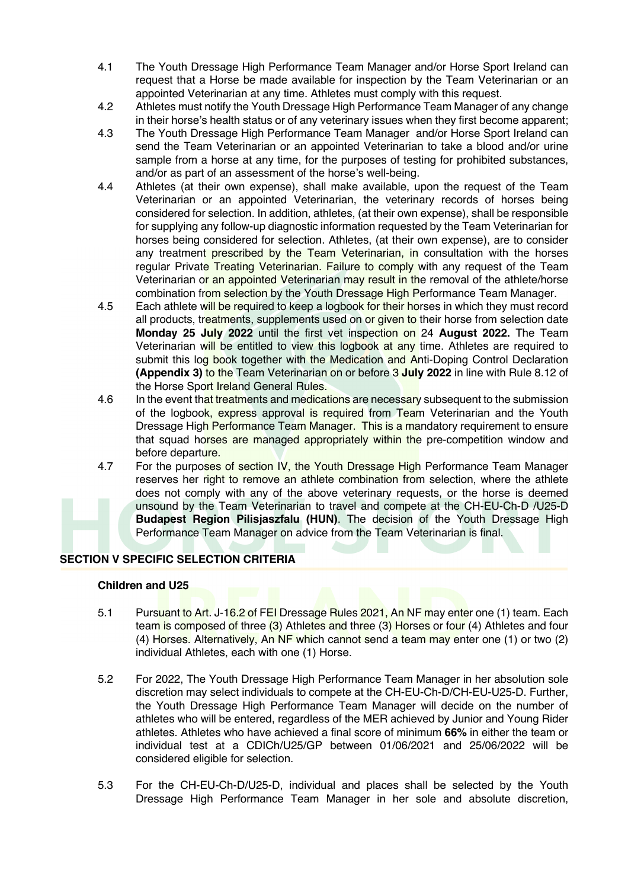4.1 The Youth Dressage High Performance Team Manager and/or Horse Sport Ireland can request that a Horse be made available for inspection by the Team Veterinarian or an appointed Veterinarian at any time. Athletes must comply with this request.

4.2 Athletes must notify the Youth Dressage High Performance Team Manager of any change in their horse's health status or of any veterinary issues when they first become apparent;

4.3 The Youth Dressage High Performance Team Manager and/or Horse Sport Ireland can send the Team Veterinarian or an appointed Veterinarian to take a blood and/or urine sample from a horse at any time, for the purposes of testing for prohibited substances, and/or as part of an assessment of the horse's well-being.

4.4 Athletes (at their own expense), shall make available, upon the request of the Team Veterinarian or an appointed Veterinarian, the veterinary records of horses being considered for selection. In addition, athletes, (at their own expense), shall be responsible for supplying any follow-up diagnostic information requested by the Team Veterinarian for horses being considered for selection. Athletes, (at their own expense), are to consider any treatment prescribed by the Team Veterinarian, in consultation with the horses regular Private Treating Veterinarian. Failure to comply with any request of the Team Veterinarian or an appointed Veterinarian may result in the removal of the athlete/horse combination from selection by the Youth Dressage High Performance Team Manager.

4.5 Each athlete will be required to keep a logbook for their horses in which they must record all products, treatments, supplements used on or given to their horse from selection date **Monday 25 July 2022** until the first vet inspection on 24 **August 2022.** The Team Veterinarian will be entitled to view this logbook at any time. Athletes are required to submit this log book together with the Medication and Anti-Doping Control Declaration **(Appendix 3)** to the Team Veterinarian on or before 3 **July 2022** in line with Rule 8.12 of the Horse Sport Ireland General Rules.

4.6 In the event that treatments and medications are necessary subsequent to the submission of the logbook, express approval is required from Team Veterinarian and the Youth Dressage High Performance Team Manager. This is a mandatory requirement to ensure that squad horses are managed appropriately within the pre-competition window and before departure.

4.7 For the purposes of section IV, the Youth Dressage High Performance Team Manager reserves her right to remove an athlete combination from selection, where the athlete does not comply with any of the above veterinary requests, or the horse is deemed unsound by the Team Veterinarian to travel and compete at the CH-EU-Ch-D /U25-D **Budapest Region Pilisjaszfalu (HUN)**. The decision of the Youth Dressage High Performance Team Manager on advice from the Team Veterinarian is final.

## SECTION V SPECIFIC SELECTION CRITERIA

### Children and U25

5.1 Pursuant to Art. J-16.2 of FEI Dressage Rules 2021, An NF may enter one (1) team. Each team is composed of three (3) Athletes and three (3) Horses or four (4) Athletes and four (4) Horses. Alternatively, An NF which cannot send a team may enter one (1) or two (2) individual Athletes, each with one (1) Horse.

5.2 For 2022, The Youth Dressage High Performance Team Manager in her absolution sole discretion may select individuals to compete at the CH-EU-Ch-D/CH-EU-U25-D. Further, the Youth Dressage High Performance Team Manager will decide on the number of athletes who will be entered, regardless of the MER achieved by Junior and Young Rider athletes. Athletes who have achieved a final score of minimum **66%** in either the team or individual test at a CDICh/U25/GP between 01/06/2021 and 25/06/2022 will be considered eligible for selection.

5.3 For the CH-EU-Ch-D/U25-D, individual and places shall be selected by the Youth Dressage High Performance Team Manager in her sole and absolute discretion,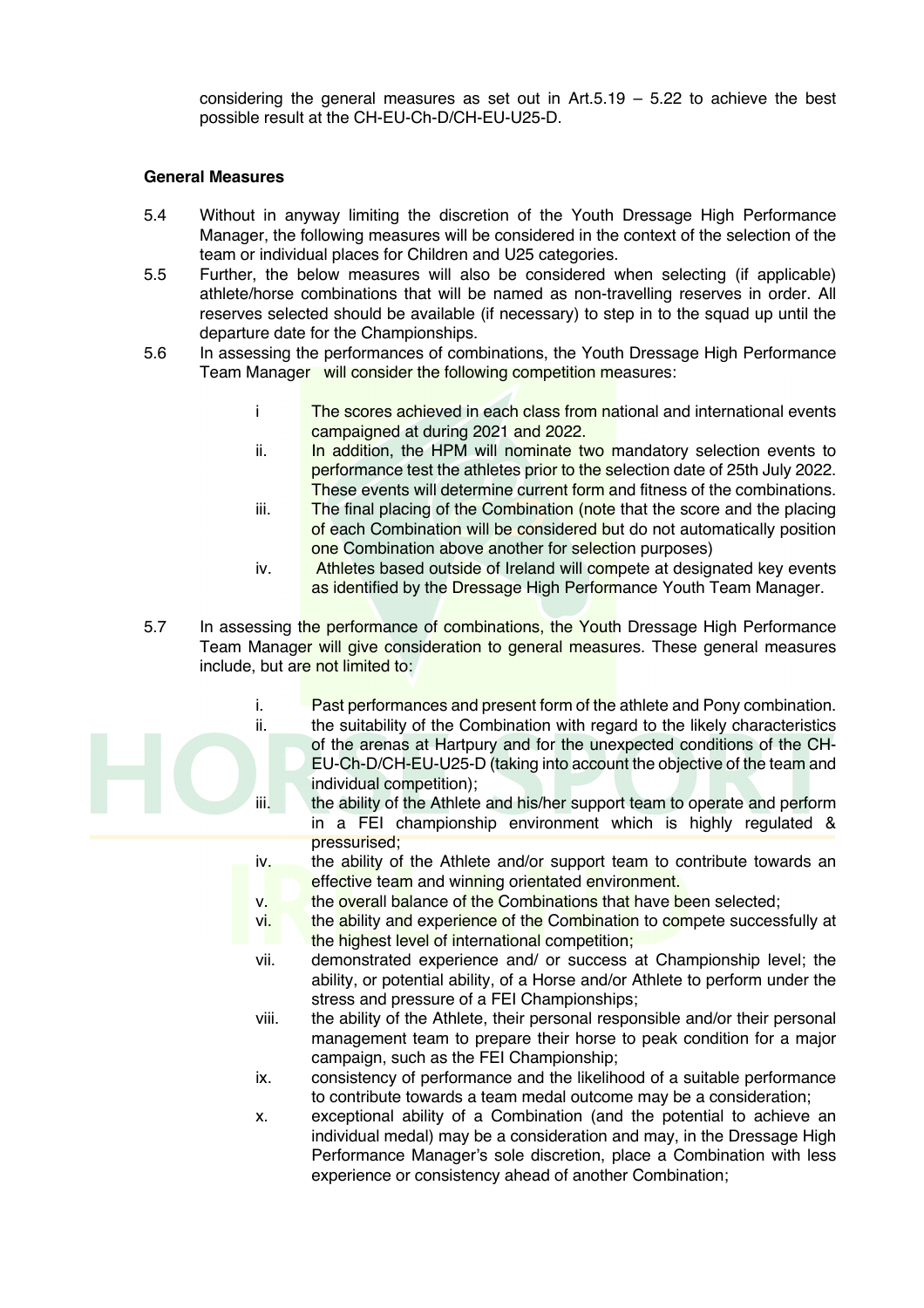considering the general measures as set out in Art.5.19 – 5.22 to achieve the best possible result at the CH-EU-Ch-D/CH-EU-U25-D.

**General Measures**

5.4 Without in anyway limiting the discretion of the Youth Dressage High Performance Manager, the following measures will be considered in the context of the selection of the team or individual places for Children and U25 categories.

5.5 Further, the below measures will also be considered when selecting (if applicable) athlete/horse combinations that will be named as non-travelling reserves in order. All reserves selected should be available (if necessary) to step in to the squad up until the departure date for the Championships.

5.6 In assessing the performances of combinations, the Youth Dressage High Performance Team Manager will consider the following competition measures:

- i The scores achieved in each class from national and international events campaigned at during 2021 and 2022.
- ii. In addition, the HPM will nominate two mandatory selection events to performance test the athletes prior to the selection date of 25th July 2022. These events will determine current form and fitness of the combinations.
- iii. The final placing of the Combination (note that the score and the placing of each Combination will be considered but do not automatically position one Combination above another for selection purposes)
- iv. Athletes based outside of Ireland will compete at designated key events as identified by the Dressage High Performance Youth Team Manager.

5.7 In assessing the performance of combinations, the Youth Dressage High Performance Team Manager will give consideration to general measures. These general measures include, but are not limited to:

- i. Past performances and present form of the athlete and Pony combination.
- ii. the suitability of the Combination with regard to the likely characteristics of the arenas at Hartpury and for the unexpected conditions of the CH-EU-Ch-D/CH-EU-U25-D (taking into account the objective of the team and individual competition);
- iii. the ability of the Athlete and his/her support team to operate and perform in a FEI championship environment which is highly regulated & pressurised;
- iv. the ability of the Athlete and/or support team to contribute towards an effective team and winning orientated environment.
- v. the overall balance of the Combinations that have been selected;
- vi. the ability and experience of the Combination to compete successfully at the highest level of international competition;
- vii. demonstrated experience and/ or success at Championship level; the ability, or potential ability, of a Horse and/or Athlete to perform under the stress and pressure of a FEI Championships;
- viii. the ability of the Athlete, their personal responsible and/or their personal management team to prepare their horse to peak condition for a major campaign, such as the FEI Championship;
- ix. consistency of performance and the likelihood of a suitable performance to contribute towards a team medal outcome may be a consideration;
- x. exceptional ability of a Combination (and the potential to achieve an individual medal) may be a consideration and may, in the Dressage High Performance Manager's sole discretion, place a Combination with less experience or consistency ahead of another Combination;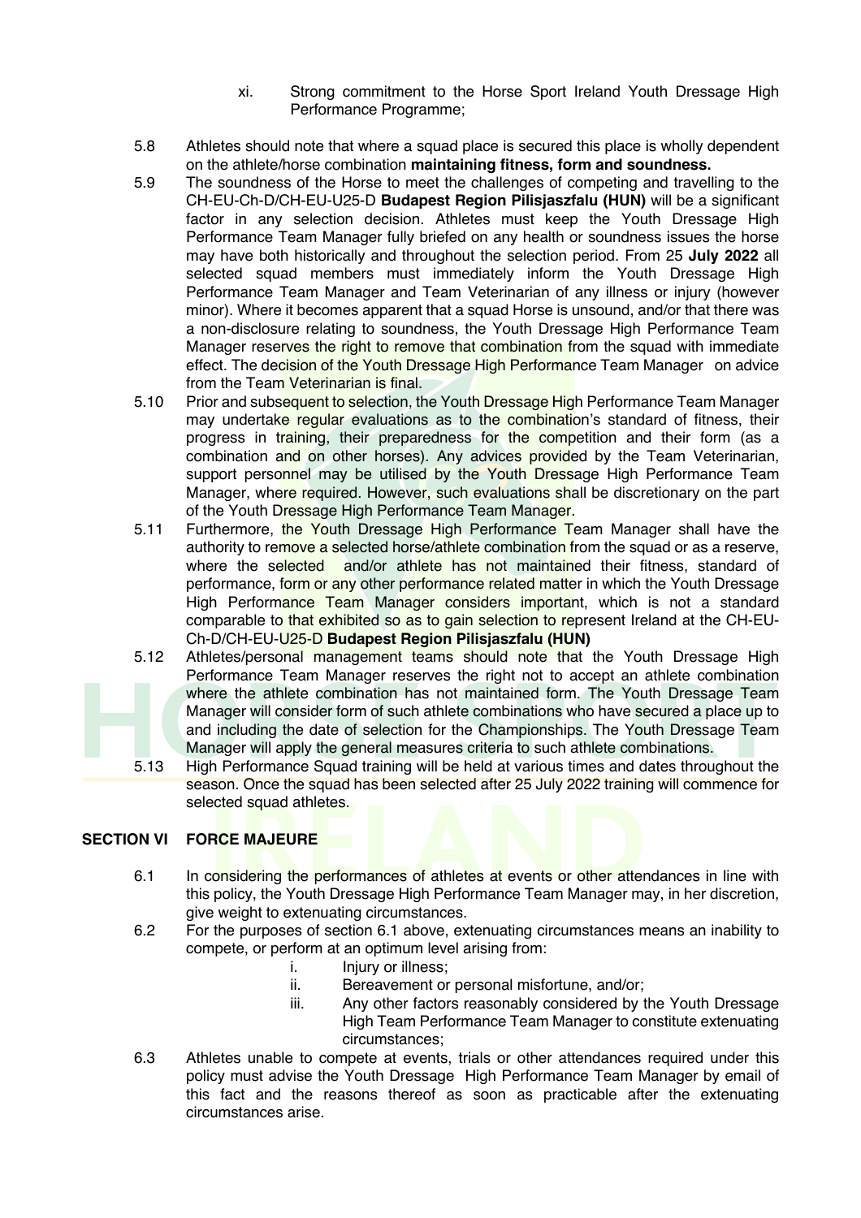xi. Strong commitment to the Horse Sport Ireland Youth Dressage High Performance Programme;

5.8 Athletes should note that where a squad place is secured this place is wholly dependent on the athlete/horse combination **maintaining fitness, form and soundness.**

5.9 The soundness of the Horse to meet the challenges of competing and travelling to the CH-EU-Ch-D/CH-EU-U25-D **Budapest Region Pilisjaszfalu (HUN)** will be a significant factor in any selection decision. Athletes must keep the Youth Dressage High Performance Team Manager fully briefed on any health or soundness issues the horse may have both historically and throughout the selection period. From 25 **July 2022** all selected squad members must immediately inform the Youth Dressage High Performance Team Manager and Team Veterinarian of any illness or injury (however minor). Where it becomes apparent that a squad Horse is unsound, and/or that there was a non-disclosure relating to soundness, the Youth Dressage High Performance Team Manager reserves the right to remove that combination from the squad with immediate effect. The decision of the Youth Dressage High Performance Team Manager on advice from the Team Veterinarian is final.

5.10 Prior and subsequent to selection, the Youth Dressage High Performance Team Manager may undertake regular evaluations as to the combination's standard of fitness, their progress in training, their preparedness for the competition and their form (as a combination and on other horses). Any advices provided by the Team Veterinarian, support personnel may be utilised by the Youth Dressage High Performance Team Manager, where required. However, such evaluations shall be discretionary on the part of the Youth Dressage High Performance Team Manager.

5.11 Furthermore, the Youth Dressage High Performance Team Manager shall have the authority to remove a selected horse/athlete combination from the squad or as a reserve, where the selected and/or athlete has not maintained their fitness, standard of performance, form or any other performance related matter in which the Youth Dressage High Performance Team Manager considers important, which is not a standard comparable to that exhibited so as to gain selection to represent Ireland at the CH-EU-Ch-D/CH-EU-U25-D **Budapest Region Pilisjaszfalu (HUN)**

5.12 Athletes/personal management teams should note that the Youth Dressage High Performance Team Manager reserves the right not to accept an athlete combination where the athlete combination has not maintained form. The Youth Dressage Team Manager will consider form of such athlete combinations who have secured a place up to and including the date of selection for the Championships. The Youth Dressage Team Manager will apply the general measures criteria to such athlete combinations.

5.13 High Performance Squad training will be held at various times and dates throughout the season. Once the squad has been selected after 25 July 2022 training will commence for selected squad athletes.

## SECTION VI FORCE MAJEURE

6.1 In considering the performances of athletes at events or other attendances in line with this policy, the Youth Dressage High Performance Team Manager may, in her discretion, give weight to extenuating circumstances.

6.2 For the purposes of section 6.1 above, extenuating circumstances means an inability to compete, or perform at an optimum level arising from:

i. Injury or illness;
ii. Bereavement or personal misfortune, and/or;
iii. Any other factors reasonably considered by the Youth Dressage High Team Performance Team Manager to constitute extenuating circumstances;

6.3 Athletes unable to compete at events, trials or other attendances required under this policy must advise the Youth Dressage High Performance Team Manager by email of this fact and the reasons thereof as soon as practicable after the extenuating circumstances arise.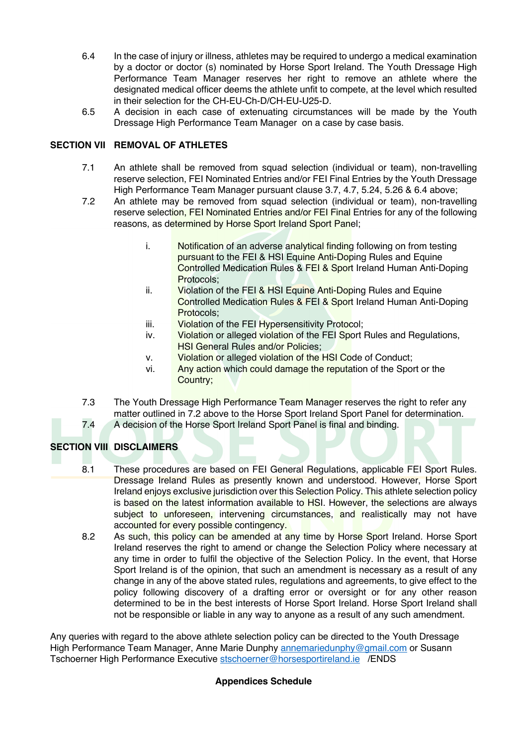6.4 In the case of injury or illness, athletes may be required to undergo a medical examination by a doctor or doctor (s) nominated by Horse Sport Ireland. The Youth Dressage High Performance Team Manager reserves her right to remove an athlete where the designated medical officer deems the athlete unfit to compete, at the level which resulted in their selection for the CH-EU-Ch-D/CH-EU-U25-D.

6.5 A decision in each case of extenuating circumstances will be made by the Youth Dressage High Performance Team Manager on a case by case basis.

## SECTION VII REMOVAL OF ATHLETES

7.1 An athlete shall be removed from squad selection (individual or team), non-travelling reserve selection, FEI Nominated Entries and/or FEI Final Entries by the Youth Dressage High Performance Team Manager pursuant clause 3.7, 4.7, 5.24, 5.26 & 6.4 above;

7.2 An athlete may be removed from squad selection (individual or team), non-travelling reserve selection, FEI Nominated Entries and/or FEI Final Entries for any of the following reasons, as determined by Horse Sport Ireland Sport Panel;

- i. Notification of an adverse analytical finding following on from testing pursuant to the FEI & HSI Equine Anti-Doping Rules and Equine Controlled Medication Rules & FEI & Sport Ireland Human Anti-Doping Protocols;
- ii. Violation of the FEI & HSI Equine Anti-Doping Rules and Equine Controlled Medication Rules & FEI & Sport Ireland Human Anti-Doping Protocols;
- iii. Violation of the FEI Hypersensitivity Protocol;
- iv. Violation or alleged violation of the FEI Sport Rules and Regulations, HSI General Rules and/or Policies;
- v. Violation or alleged violation of the HSI Code of Conduct;
- vi. Any action which could damage the reputation of the Sport or the Country;

7.3 The Youth Dressage High Performance Team Manager reserves the right to refer any matter outlined in 7.2 above to the Horse Sport Ireland Sport Panel for determination.

7.4 A decision of the Horse Sport Ireland Sport Panel is final and binding.

## SECTION VIII DISCLAIMERS

8.1 These procedures are based on FEI General Regulations, applicable FEI Sport Rules. Dressage Ireland Rules as presently known and understood. However, Horse Sport Ireland enjoys exclusive jurisdiction over this Selection Policy. This athlete selection policy is based on the latest information available to HSI. However, the selections are always subject to unforeseen, intervening circumstances, and realistically may not have accounted for every possible contingency.

8.2 As such, this policy can be amended at any time by Horse Sport Ireland. Horse Sport Ireland reserves the right to amend or change the Selection Policy where necessary at any time in order to fulfil the objective of the Selection Policy. In the event, that Horse Sport Ireland is of the opinion, that such an amendment is necessary as a result of any change in any of the above stated rules, regulations and agreements, to give effect to the policy following discovery of a drafting error or oversight or for any other reason determined to be in the best interests of Horse Sport Ireland. Horse Sport Ireland shall not be responsible or liable in any way to anyone as a result of any such amendment.

Any queries with regard to the above athlete selection policy can be directed to the Youth Dressage High Performance Team Manager, Anne Marie Dunphy annemariedunphy@gmail.com or Susann Tschoerner High Performance Executive stschoerner@horsesportireland.ie /ENDS

**Appendices Schedule**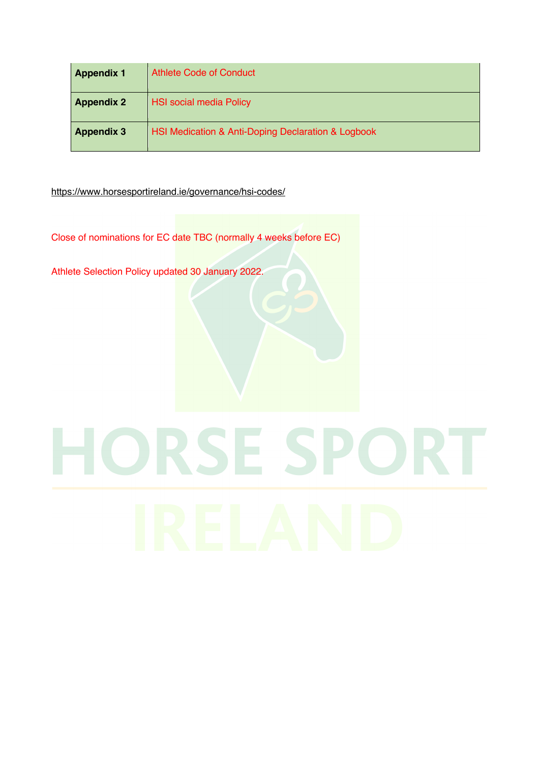| | |
|---|---|
| **Appendix 1** | Athlete Code of Conduct |
| **Appendix 2** | HSI social media Policy |
| **Appendix 3** | HSI Medication & Anti-Doping Declaration & Logbook |

https://www.horsesportireland.ie/governance/hsi-codes/

Close of nominations for EC date TBC (normally 4 weeks before EC)

Athlete Selection Policy updated 30 January 2022.